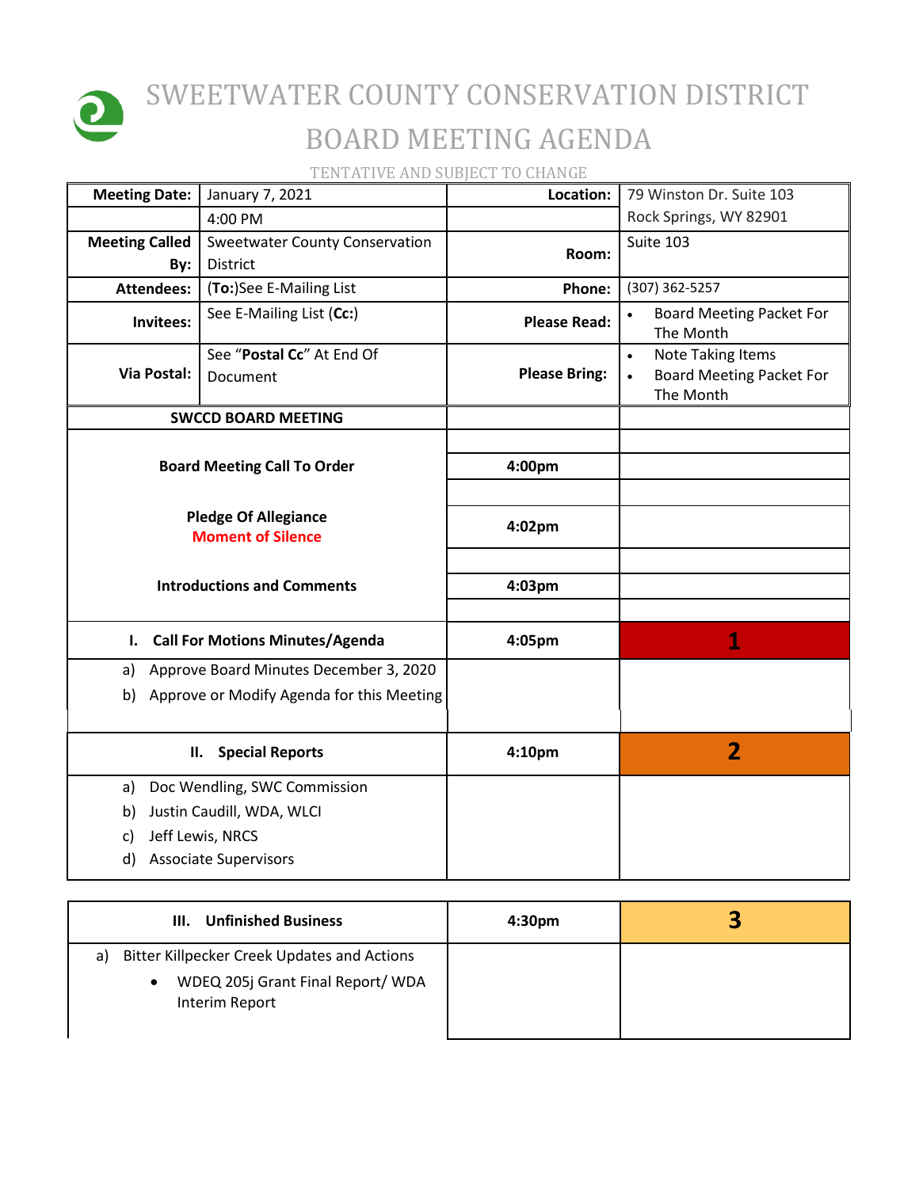# SWEETWATER COUNTY CONSERVATION DISTRICT

## BOARD MEETING AGENDA

TENTATIVE AND SUBJECT TO CHANGE

| **Meeting Date:** | January 7, 2021 | **Location:** | 79 Winston Dr. Suite 103 |
|---|---|---|---|
| | 4:00 PM | | Rock Springs, WY 82901 |
| **Meeting Called By:** | Sweetwater County Conservation District | **Room:** | Suite 103 |
| **Attendees:** | (**To:**)See E-Mailing List | **Phone:** | (307) 362-5257 |
| **Invitees:** | See E-Mailing List (**Cc:**) | **Please Read:** | • Board Meeting Packet For The Month |
| **Via Postal:** | See "**Postal Cc**" At End Of Document | **Please Bring:** | • Note Taking Items<br>• Board Meeting Packet For The Month |

| **SWCCD BOARD MEETING** | | |
|---|---|---|
| **Board Meeting Call To Order** | **4:00pm** | |
| **Pledge Of Allegiance**<br>**Moment of Silence** | **4:02pm** | |
| **Introductions and Comments** | **4:03pm** | |
| **I. Call For Motions Minutes/Agenda** | **4:05pm** | **1** |
| a) Approve Board Minutes December 3, 2020<br>b) Approve or Modify Agenda for this Meeting | | |
| **II. Special Reports** | **4:10pm** | **2** |
| a) Doc Wendling, SWC Commission<br>b) Justin Caudill, WDA, WLCI<br>c) Jeff Lewis, NRCS<br>d) Associate Supervisors | | |

| **III. Unfinished Business** | **4:30pm** | **3** |
|---|---|---|
| a) Bitter Killpecker Creek Updates and Actions<br>• WDEQ 205j Grant Final Report/ WDA Interim Report | | |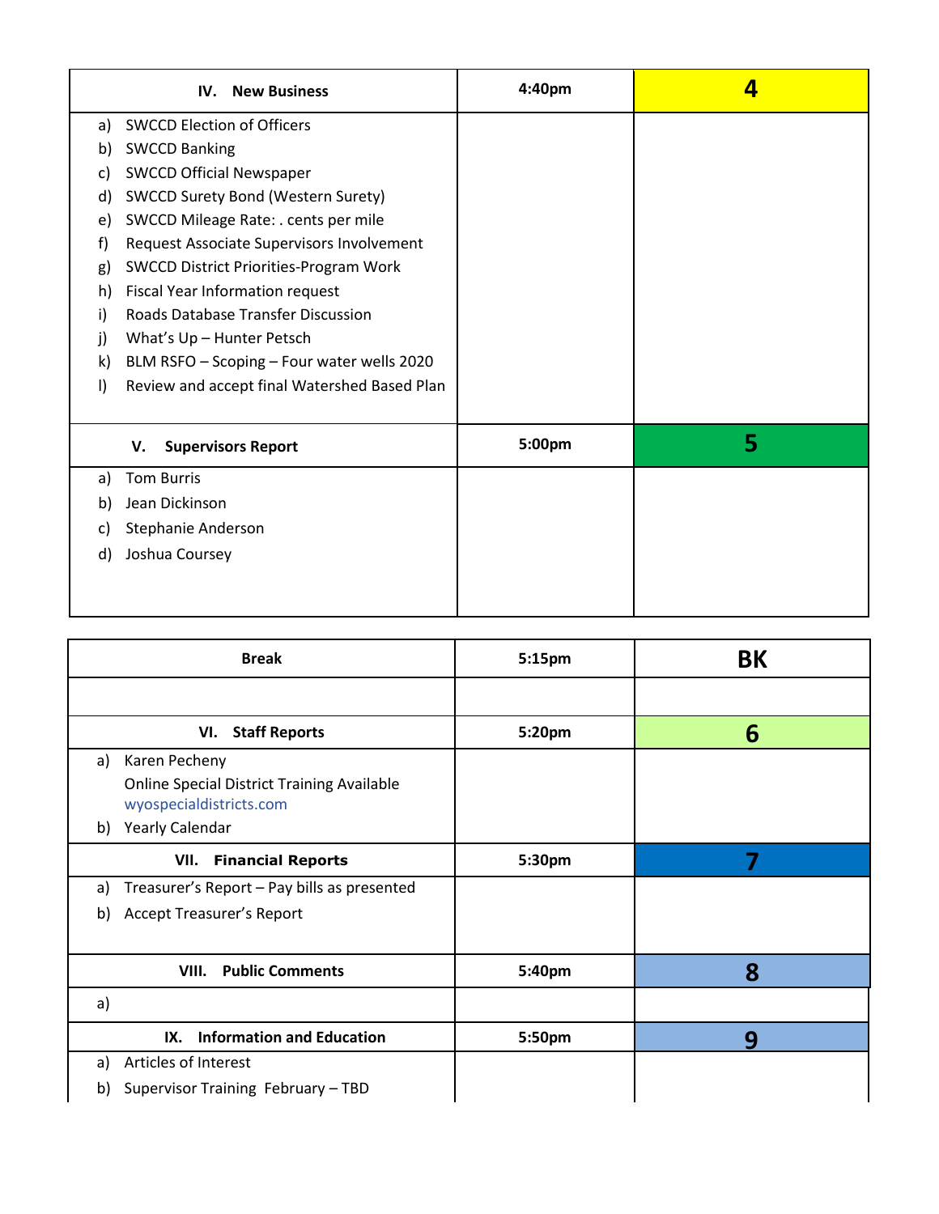| IV. New Business | 4:40pm | 4 |
|---|---|---|
| a) SWCCD Election of Officers<br>b) SWCCD Banking<br>c) SWCCD Official Newspaper<br>d) SWCCD Surety Bond (Western Surety)<br>e) SWCCD Mileage Rate: . cents per mile<br>f) Request Associate Supervisors Involvement<br>g) SWCCD District Priorities-Program Work<br>h) Fiscal Year Information request<br>i) Roads Database Transfer Discussion<br>j) What's Up – Hunter Petsch<br>k) BLM RSFO – Scoping – Four water wells 2020<br>l) Review and accept final Watershed Based Plan | | |
| **V. Supervisors Report** | **5:00pm** | **5** |
| a) Tom Burris<br>b) Jean Dickinson<br>c) Stephanie Anderson<br>d) Joshua Coursey | | |

| Break | 5:15pm | BK |
|---|---|---|
| | | |
| **VI. Staff Reports** | **5:20pm** | **6** |
| a) Karen Pecheny<br>Online Special District Training Available<br>wyospecialdistricts.com<br>b) Yearly Calendar | | |
| **VII. Financial Reports** | **5:30pm** | **7** |
| a) Treasurer's Report – Pay bills as presented<br>b) Accept Treasurer's Report | | |
| **VIII. Public Comments** | **5:40pm** | **8** |
| a) | | |
| **IX. Information and Education** | **5:50pm** | **9** |
| a) Articles of Interest<br>b) Supervisor Training February – TBD | | |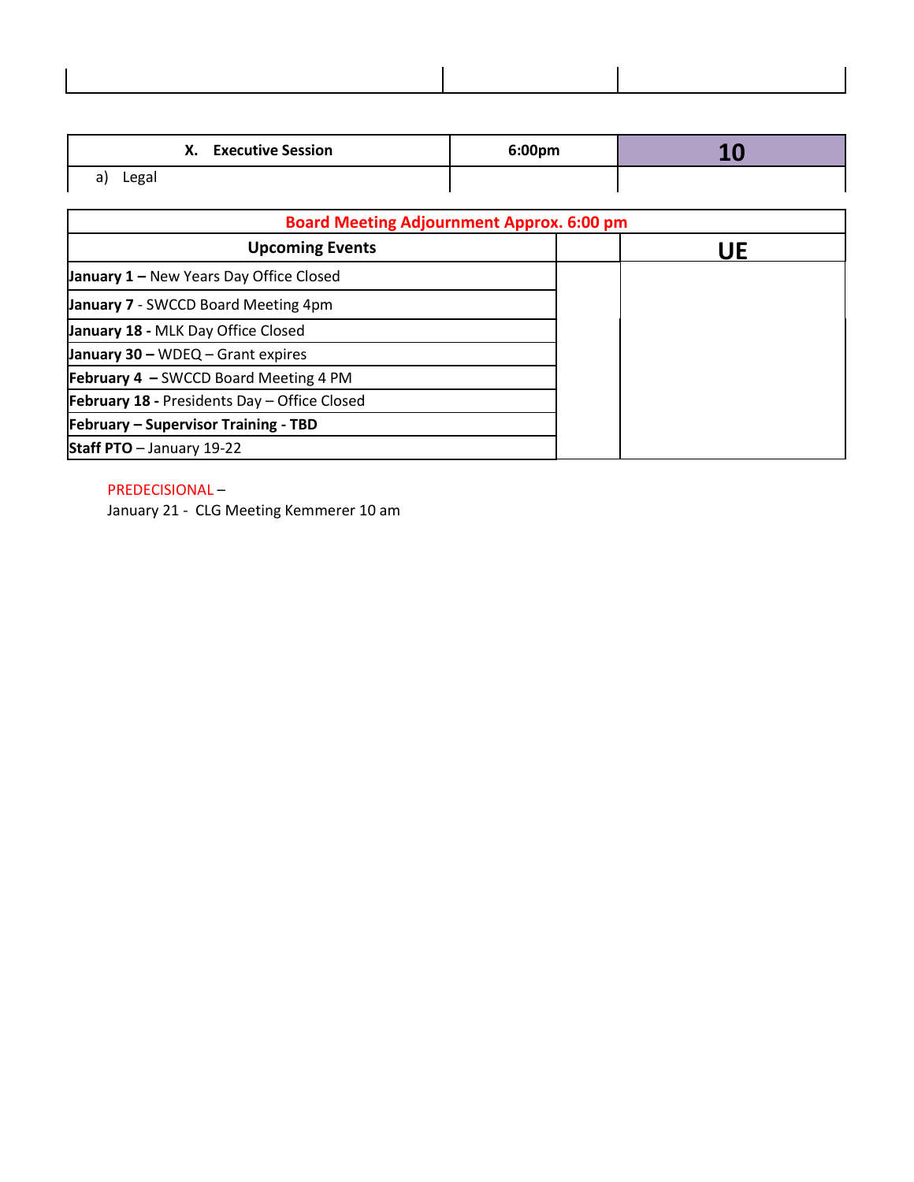| | | |
|---|---|---|
| **X. Executive Session** | **6:00pm** | **10** |
| a) Legal | | |

| | | |
|---|---|---|
| **Board Meeting Adjournment Approx. 6:00 pm** | | |
| **Upcoming Events** | | **UE** |
| **January 1 –** New Years Day Office Closed | | |
| **January 7** - SWCCD Board Meeting 4pm | | |
| **January 18 -** MLK Day Office Closed | | |
| **January 30 –** WDEQ – Grant expires | | |
| **February 4 –** SWCCD Board Meeting 4 PM | | |
| **February 18 -** Presidents Day – Office Closed | | |
| **February – Supervisor Training - TBD** | | |
| **Staff PTO** – January 19-22 | | |

PREDECISIONAL –

January 21 - CLG Meeting Kemmerer 10 am